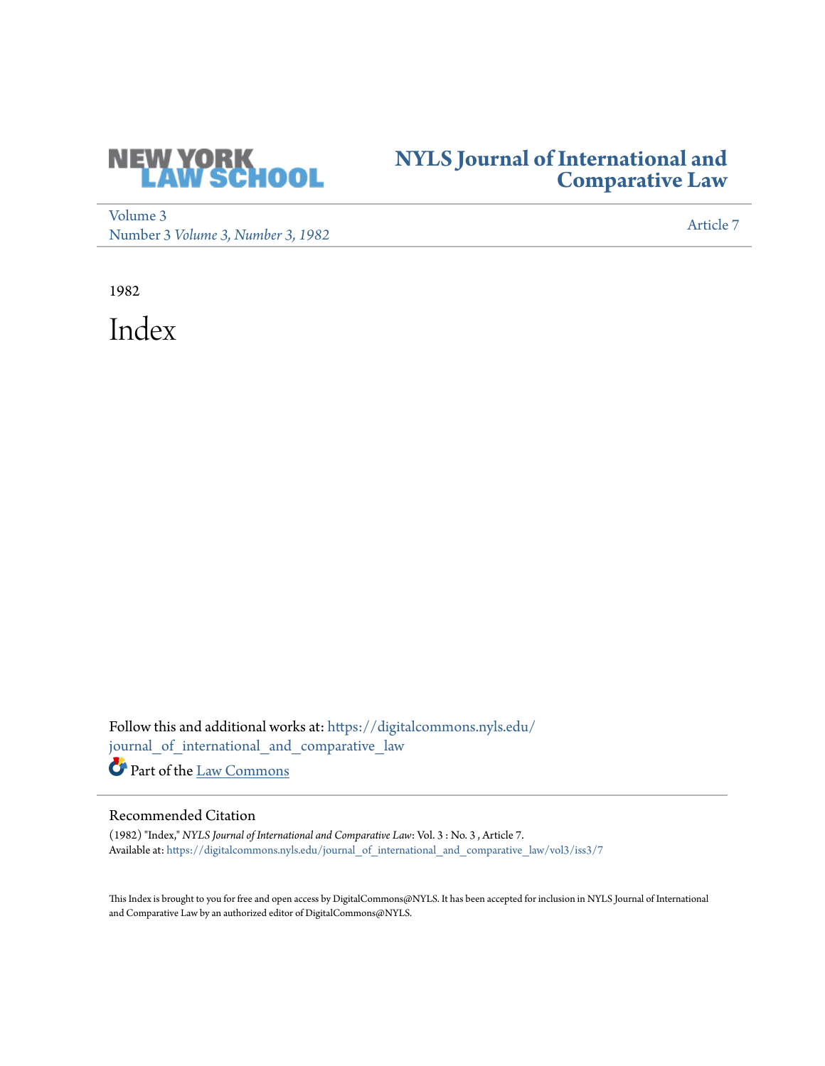NEW YORK LAW SCHOOL

# NYLS Journal of International and Comparative Law

Volume 3
Number 3 *Volume 3, Number 3, 1982*

Article 7

1982

# Index

Follow this and additional works at: https://digitalcommons.nyls.edu/journal_of_international_and_comparative_law

Part of the Law Commons

## Recommended Citation

(1982) "Index," *NYLS Journal of International and Comparative Law*: Vol. 3 : No. 3 , Article 7.
Available at: https://digitalcommons.nyls.edu/journal_of_international_and_comparative_law/vol3/iss3/7

This Index is brought to you for free and open access by DigitalCommons@NYLS. It has been accepted for inclusion in NYLS Journal of International and Comparative Law by an authorized editor of DigitalCommons@NYLS.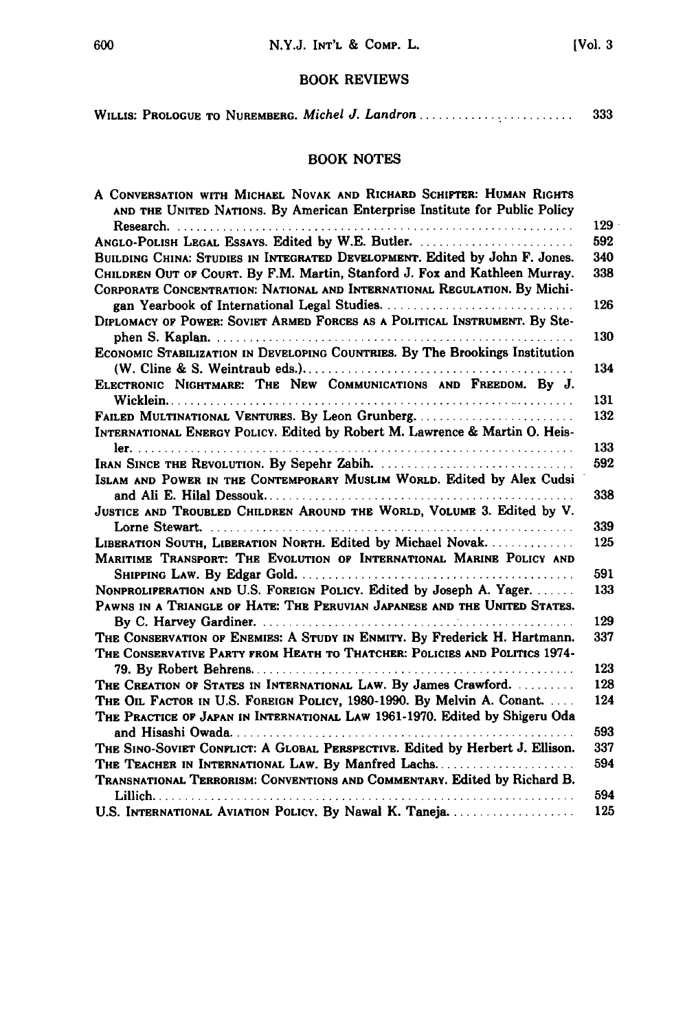## BOOK REVIEWS

| | |
|---|---|
| WILLIS: PROLOGUE TO NUREMBERG. *Michel J. Landron* | 333 |

## BOOK NOTES

| | |
|---|---|
| A CONVERSATION WITH MICHAEL NOVAK AND RICHARD SCHIFTER: HUMAN RIGHTS AND THE UNITED NATIONS. By American Enterprise Institute for Public Policy Research. | 129 |
| ANGLO-POLISH LEGAL ESSAYS. Edited by W.E. Butler. | 592 |
| BUILDING CHINA: STUDIES IN INTEGRATED DEVELOPMENT. Edited by John F. Jones. | 340 |
| CHILDREN OUT OF COURT. By F.M. Martin, Stanford J. Fox and Kathleen Murray. | 338 |
| CORPORATE CONCENTRATION: NATIONAL AND INTERNATIONAL REGULATION. By Michigan Yearbook of International Legal Studies. | 126 |
| DIPLOMACY OF POWER: SOVIET ARMED FORCES AS A POLITICAL INSTRUMENT. By Stephen S. Kaplan. | 130 |
| ECONOMIC STABILIZATION IN DEVELOPING COUNTRIES. By The Brookings Institution (W. Cline & S. Weintraub eds.). | 134 |
| ELECTRONIC NIGHTMARE: THE NEW COMMUNICATIONS AND FREEDOM. By J. Wicklein. | 131 |
| FAILED MULTINATIONAL VENTURES. By Leon Grunberg. | 132 |
| INTERNATIONAL ENERGY POLICY. Edited by Robert M. Lawrence & Martin O. Heisler. | 133 |
| IRAN SINCE THE REVOLUTION. By Sepehr Zabih. | 592 |
| ISLAM AND POWER IN THE CONTEMPORARY MUSLIM WORLD. Edited by Alex Cudsi and Ali E. Hilal Dessouk. | 338 |
| JUSTICE AND TROUBLED CHILDREN AROUND THE WORLD, VOLUME 3. Edited by V. Lorne Stewart. | 339 |
| LIBERATION SOUTH, LIBERATION NORTH. Edited by Michael Novak. | 125 |
| MARITIME TRANSPORT: THE EVOLUTION OF INTERNATIONAL MARINE POLICY AND SHIPPING LAW. By Edgar Gold. | 591 |
| NONPROLIFERATION AND U.S. FOREIGN POLICY. Edited by Joseph A. Yager. | 133 |
| PAWNS IN A TRIANGLE OF HATE: THE PERUVIAN JAPANESE AND THE UNITED STATES. By C. Harvey Gardiner. | 129 |
| THE CONSERVATION OF ENEMIES: A STUDY IN ENMITY. By Frederick H. Hartmann. | 337 |
| THE CONSERVATIVE PARTY FROM HEATH TO THATCHER: POLICIES AND POLITICS 1974-79. By Robert Behrens. | 123 |
| THE CREATION OF STATES IN INTERNATIONAL LAW. By James Crawford. | 128 |
| THE OIL FACTOR IN U.S. FOREIGN POLICY, 1980-1990. By Melvin A. Conant. | 124 |
| THE PRACTICE OF JAPAN IN INTERNATIONAL LAW 1961-1970. Edited by Shigeru Oda and Hisashi Owada. | 593 |
| THE SINO-SOVIET CONFLICT: A GLOBAL PERSPECTIVE. Edited by Herbert J. Ellison. | 337 |
| THE TEACHER IN INTERNATIONAL LAW. By Manfred Lachs. | 594 |
| TRANSNATIONAL TERRORISM: CONVENTIONS AND COMMENTARY. Edited by Richard B. Lillich. | 594 |
| U.S. INTERNATIONAL AVIATION POLICY. By Nawal K. Taneja. | 125 |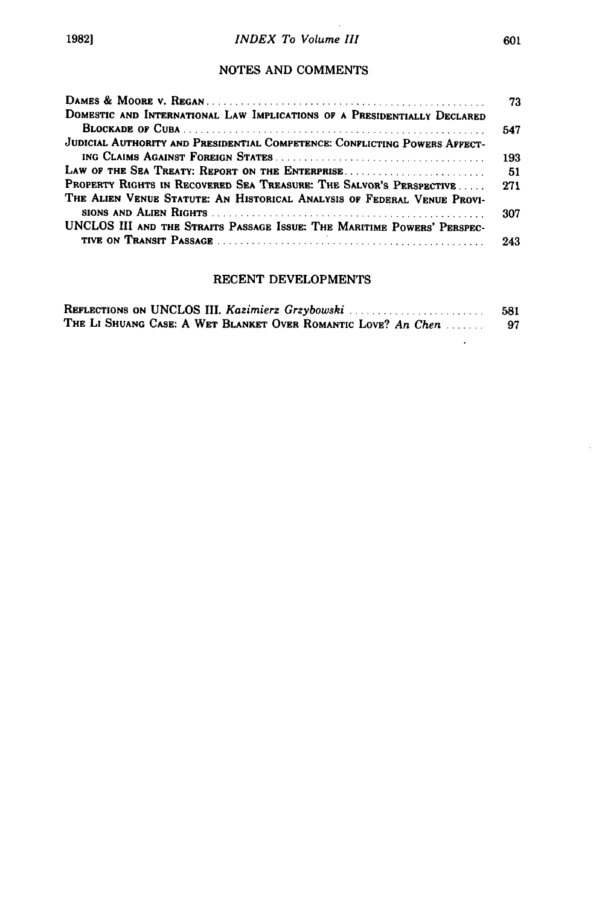## NOTES AND COMMENTS

| | |
|---|---|
| DAMES & MOORE v. REGAN | 73 |
| DOMESTIC AND INTERNATIONAL LAW IMPLICATIONS OF A PRESIDENTIALLY DECLARED BLOCKADE OF CUBA | 547 |
| JUDICIAL AUTHORITY AND PRESIDENTIAL COMPETENCE: CONFLICTING POWERS AFFECTING CLAIMS AGAINST FOREIGN STATES | 193 |
| LAW OF THE SEA TREATY: REPORT ON THE ENTERPRISE | 51 |
| PROPERTY RIGHTS IN RECOVERED SEA TREASURE: THE SALVOR'S PERSPECTIVE | 271 |
| THE ALIEN VENUE STATUTE: AN HISTORICAL ANALYSIS OF FEDERAL VENUE PROVISIONS AND ALIEN RIGHTS | 307 |
| UNCLOS III AND THE STRAITS PASSAGE ISSUE: THE MARITIME POWERS' PERSPECTIVE ON TRANSIT PASSAGE | 243 |

## RECENT DEVELOPMENTS

| | |
|---|---|
| REFLECTIONS ON UNCLOS III. *Kazimierz Grzybowski* | 581 |
| THE LI SHUANG CASE: A WET BLANKET OVER ROMANTIC LOVE? *An Chen* | 97 |